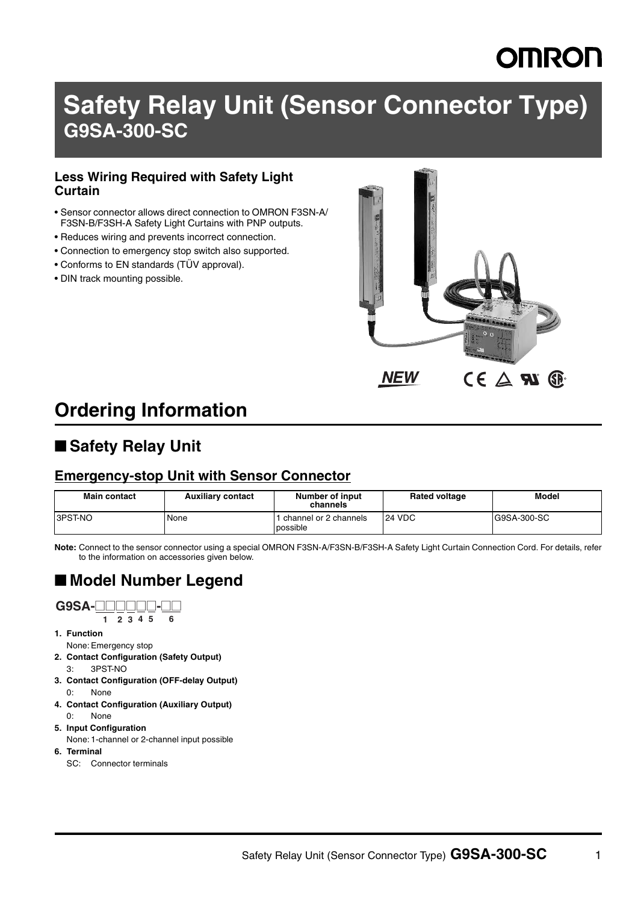# Safety Relay Unit (Sensor Connector Type) G9SA-300-SC

### Less Wiring Required with Safety Light Curtain

- Sensor connector allows direct connection to OMRON F3SN-A/F3SN-B/F3SH-A Safety Light Curtains with PNP outputs.
- Reduces wiring and prevents incorrect connection.
- Connection to emergency stop switch also supported.
- Conforms to EN standards (TÜV approval).
- DIN track mounting possible.

*NEW*

# Ordering Information

## ■ Safety Relay Unit

### Emergency-stop Unit with Sensor Connector

| Main contact | Auxiliary contact | Number of input channels | Rated voltage | Model |
|---|---|---|---|---|
| 3PST-NO | None | 1 channel or 2 channels possible | 24 VDC | G9SA-300-SC |

**Note:** Connect to the sensor connector using a special OMRON F3SN-A/F3SN-B/F3SH-A Safety Light Curtain Connection Cord. For details, refer to the information on accessories given below.

## ■ Model Number Legend

**G9SA-□□□□□-□□**
1 2 3 4 5 6

1. **Function**
   None: Emergency stop
2. **Contact Configuration (Safety Output)**
   3: 3PST-NO
3. **Contact Configuration (OFF-delay Output)**
   0: None
4. **Contact Configuration (Auxiliary Output)**
   0: None
5. **Input Configuration**
   None: 1-channel or 2-channel input possible
6. **Terminal**
   SC: Connector terminals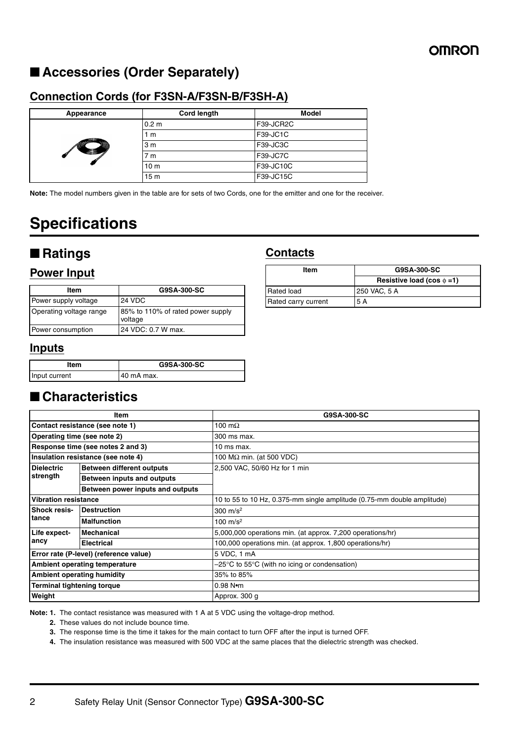## ■ Accessories (Order Separately)

### Connection Cords (for F3SN-A/F3SN-B/F3SH-A)

| Appearance | Cord length | Model |
|---|---|---|
| | 0.2 m | F39-JCR2C |
| | 1 m | F39-JC1C |
| | 3 m | F39-JC3C |
| | 7 m | F39-JC7C |
| | 10 m | F39-JC10C |
| | 15 m | F39-JC15C |

**Note:** The model numbers given in the table are for sets of two Cords, one for the emitter and one for the receiver.

# Specifications

## ■ Ratings

### Power Input

| Item | G9SA-300-SC |
|---|---|
| Power supply voltage | 24 VDC |
| Operating voltage range | 85% to 110% of rated power supply voltage |
| Power consumption | 24 VDC: 0.7 W max. |

### Inputs

| Item | G9SA-300-SC |
|---|---|
| Input current | 40 mA max. |

### Contacts

| Item | G9SA-300-SC |
|---|---|
| | **Resistive load (cos $\phi$ =1)** |
| Rated load | 250 VAC, 5 A |
| Rated carry current | 5 A |

## ■ Characteristics

| Item | | G9SA-300-SC |
|---|---|---|
| **Contact resistance (see note 1)** | | 100 mΩ |
| **Operating time (see note 2)** | | 300 ms max. |
| **Response time (see notes 2 and 3)** | | 10 ms max. |
| **Insulation resistance (see note 4)** | | 100 MΩ min. (at 500 VDC) |
| **Dielectric strength** | **Between different outputs** | 2,500 VAC, 50/60 Hz for 1 min |
| | **Between inputs and outputs** | |
| | **Between power inputs and outputs** | |
| **Vibration resistance** | | 10 to 55 to 10 Hz, 0.375-mm single amplitude (0.75-mm double amplitude) |
| **Shock resistance** | **Destruction** | 300 m/s² |
| | **Malfunction** | 100 m/s² |
| **Life expectancy** | **Mechanical** | 5,000,000 operations min. (at approx. 7,200 operations/hr) |
| | **Electrical** | 100,000 operations min. (at approx. 1,800 operations/hr) |
| **Error rate (P-level) (reference value)** | | 5 VDC, 1 mA |
| **Ambient operating temperature** | | –25°C to 55°C (with no icing or condensation) |
| **Ambient operating humidity** | | 35% to 85% |
| **Terminal tightening torque** | | 0.98 N•m |
| **Weight** | | Approx. 300 g |

**Note: 1.** The contact resistance was measured with 1 A at 5 VDC using the voltage-drop method.

**2.** These values do not include bounce time.

**3.** The response time is the time it takes for the main contact to turn OFF after the input is turned OFF.

**4.** The insulation resistance was measured with 500 VDC at the same places that the dielectric strength was checked.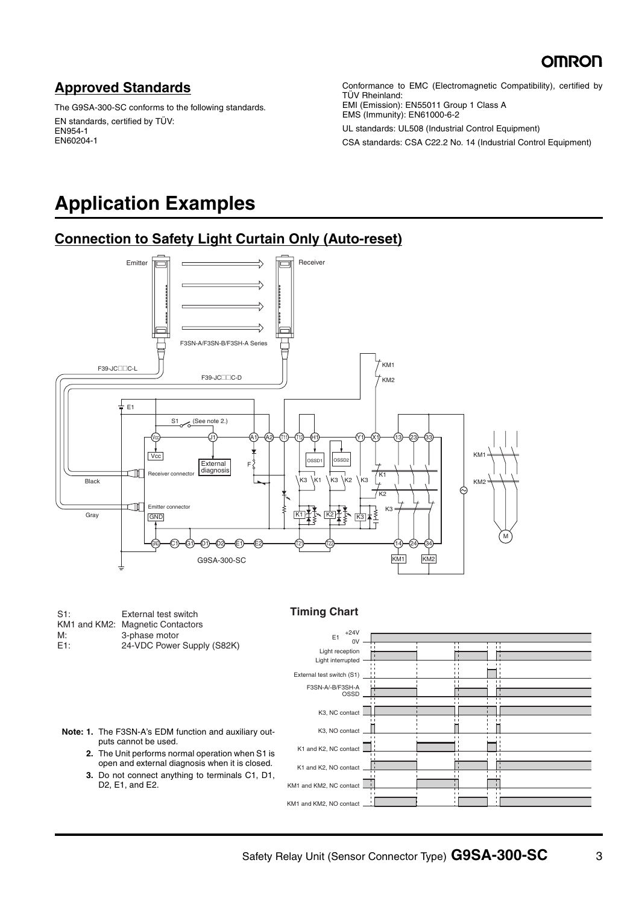## Approved Standards

The G9SA-300-SC conforms to the following standards.

EN standards, certified by TÜV:
EN954-1
EN60204-1

Conformance to EMC (Electromagnetic Compatibility), certified by TÜV Rheinland:
EMI (Emission): EN55011 Group 1 Class A
EMS (Immunity): EN61000-6-2

UL standards: UL508 (Industrial Control Equipment)

CSA standards: CSA C22.2 No. 14 (Industrial Control Equipment)

# Application Examples

## Connection to Safety Light Curtain Only (Auto-reset)

| | |
|---|---|
| S1: | External test switch |
| KM1 and KM2: | Magnetic Contactors |
| M: | 3-phase motor |
| E1: | 24-VDC Power Supply (S82K) |

**Note: 1.** The F3SN-A's EDM function and auxiliary outputs cannot be used.

**2.** The Unit performs normal operation when S1 is open and external diagnosis when it is closed.

**3.** Do not connect anything to terminals C1, D1, D2, E1, and E2.

### Timing Chart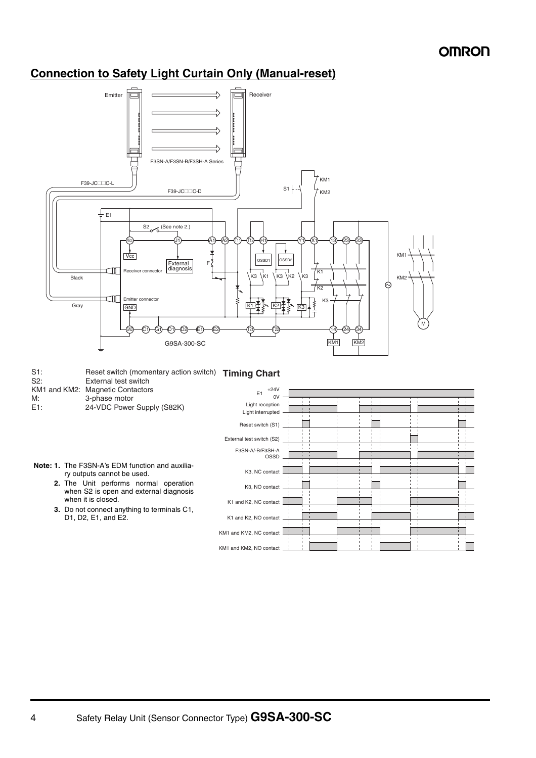## Connection to Safety Light Curtain Only (Manual-reset)

S1: Reset switch (momentary action switch)
S2: External test switch
KM1 and KM2: Magnetic Contactors
M: 3-phase motor
E1: 24-VDC Power Supply (S82K)

**Note: 1.** The F3SN-A's EDM function and auxiliary outputs cannot be used.

**2.** The Unit performs normal operation when S2 is open and external diagnosis when it is closed.

**3.** Do not connect anything to terminals C1, D1, D2, E1, and E2.

### Timing Chart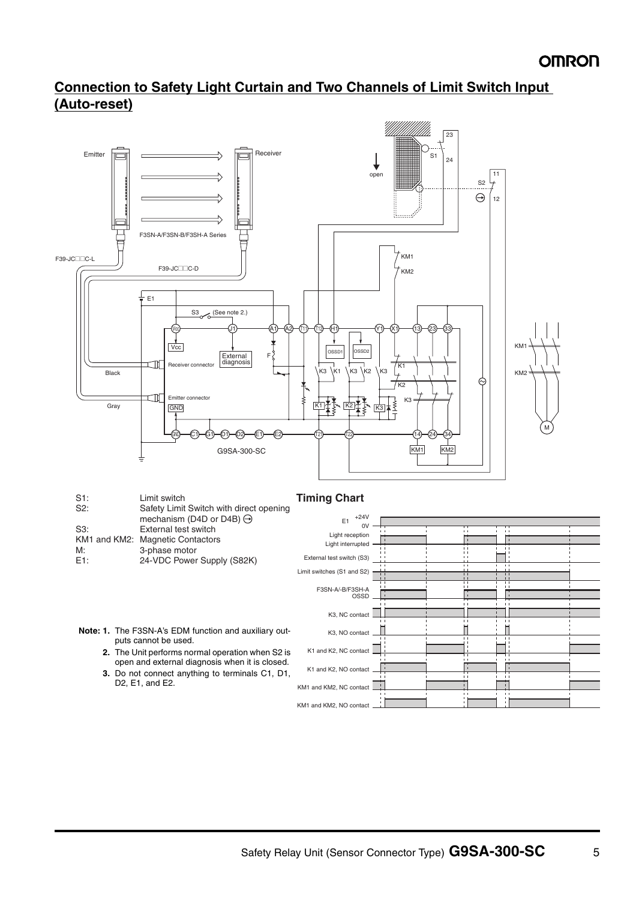## Connection to Safety Light Curtain and Two Channels of Limit Switch Input (Auto-reset)

S1: Limit switch
S2: Safety Limit Switch with direct opening mechanism (D4D or D4B) ⊖
S3: External test switch
KM1 and KM2: Magnetic Contactors
M: 3-phase motor
E1: 24-VDC Power Supply (S82K)

**Note: 1.** The F3SN-A's EDM function and auxiliary outputs cannot be used.

**2.** The Unit performs normal operation when S2 is open and external diagnosis when it is closed.

**3.** Do not connect anything to terminals C1, D1, D2, E1, and E2.

### Timing Chart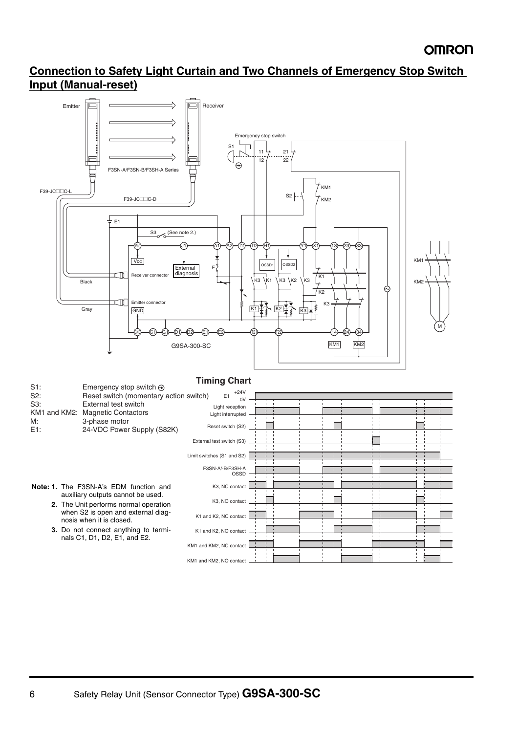## Connection to Safety Light Curtain and Two Channels of Emergency Stop Switch Input (Manual-reset)

S1: Emergency stop switch
S2: Reset switch (momentary action switch)
S3: External test switch
KM1 and KM2: Magnetic Contactors
M: 3-phase motor
E1: 24-VDC Power Supply (S82K)

**Note: 1.** The F3SN-A's EDM function and auxiliary outputs cannot be used.

**2.** The Unit performs normal operation when S2 is open and external diagnosis when it is closed.

**3.** Do not connect anything to terminals C1, D1, D2, E1, and E2.

### Timing Chart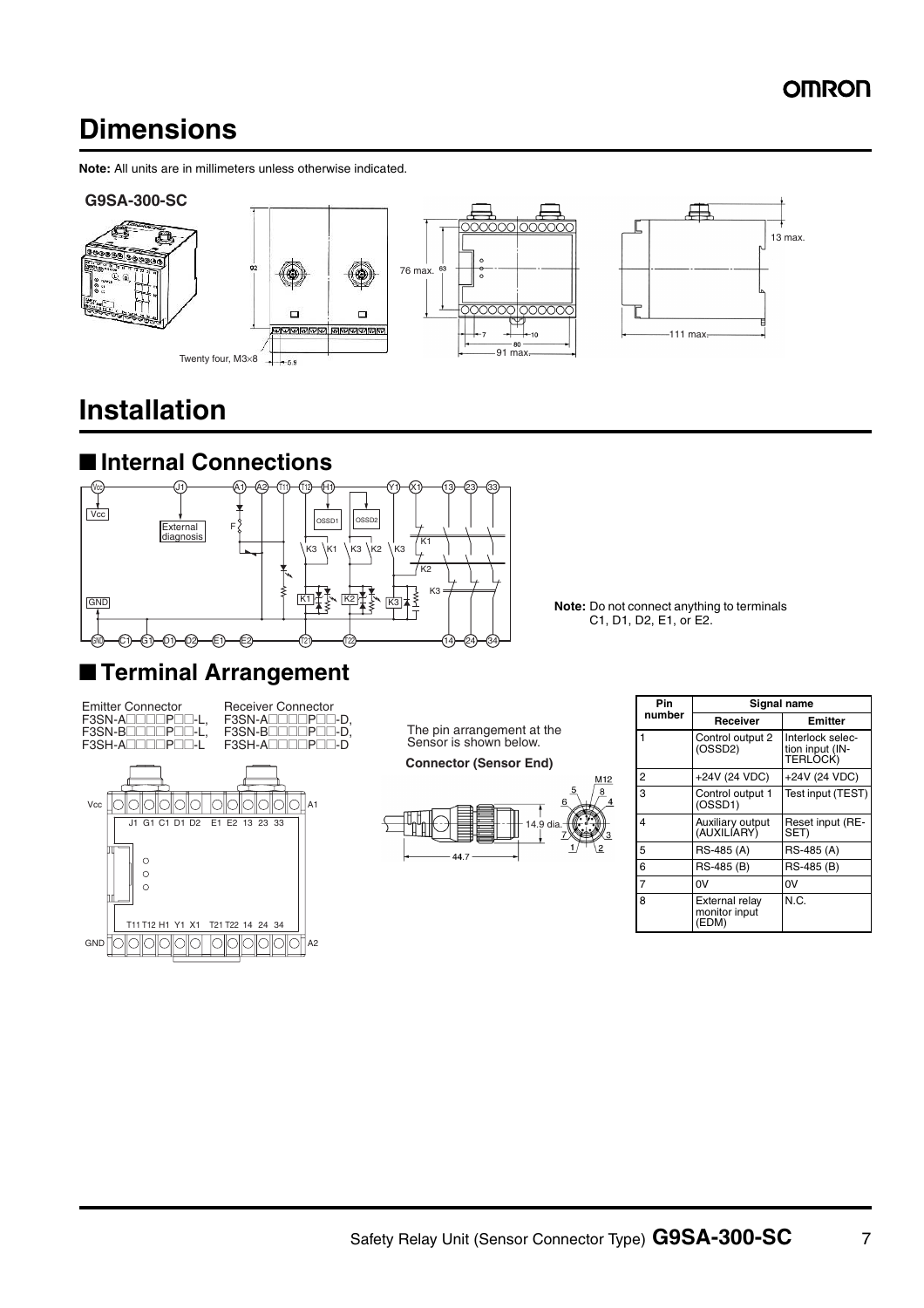# Dimensions

**Note:** All units are in millimeters unless otherwise indicated.

**G9SA-300-SC**

Twenty four, M3×8

# Installation

## ■ Internal Connections

**Note:** Do not connect anything to terminals C1, D1, D2, E1, or E2.

## ■ Terminal Arrangement

Emitter Connector
F3SN-A□□□□P□□-L,
F3SN-B□□□□P□□-L,
F3SH-A□□□□P□□-L

Receiver Connector
F3SN-A□□□□P□□-D,
F3SN-B□□□□P□□-D,
F3SH-A□□□□P□□-D

The pin arrangement at the Sensor is shown below.

**Connector (Sensor End)**

| Pin number | Signal name | |
|---|---|---|
| | Receiver | Emitter |
| 1 | Control output 2 (OSSD2) | Interlock selection input (INTERLOCK) |
| 2 | +24V (24 VDC) | +24V (24 VDC) |
| 3 | Control output 1 (OSSD1) | Test input (TEST) |
| 4 | Auxiliary output (AUXILIARY) | Reset input (RESET) |
| 5 | RS-485 (A) | RS-485 (A) |
| 6 | RS-485 (B) | RS-485 (B) |
| 7 | 0V | 0V |
| 8 | External relay monitor input (EDM) | N.C. |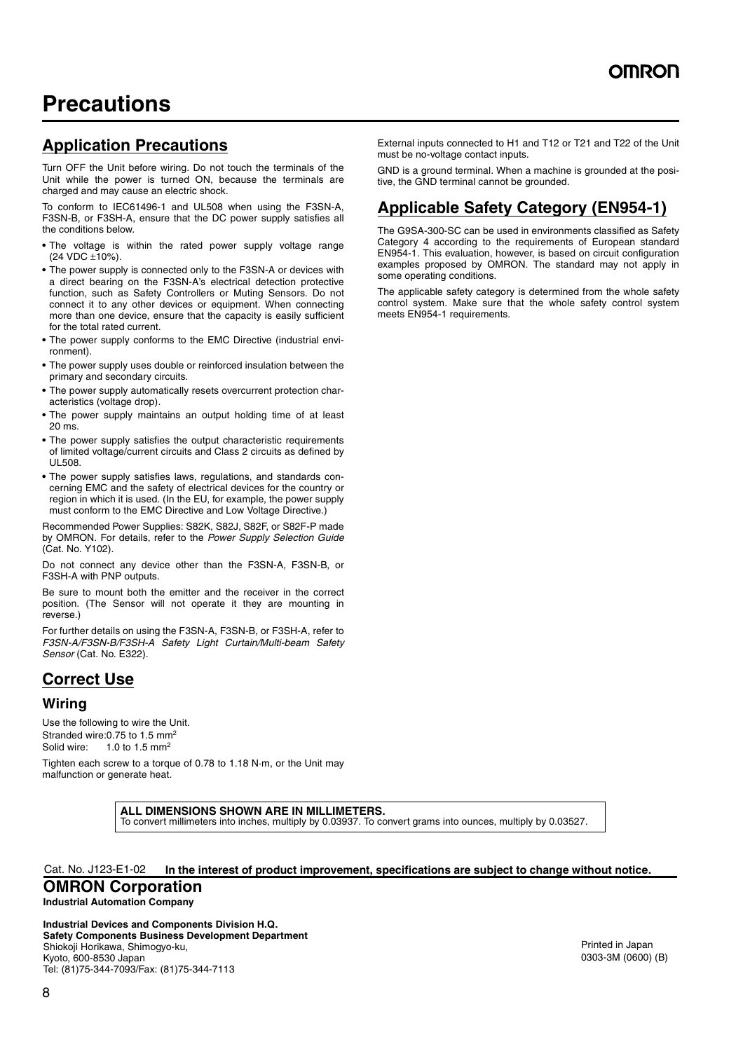# Precautions

## Application Precautions

Turn OFF the Unit before wiring. Do not touch the terminals of the Unit while the power is turned ON, because the terminals are charged and may cause an electric shock.

To conform to IEC61496-1 and UL508 when using the F3SN-A, F3SN-B, or F3SH-A, ensure that the DC power supply satisfies all the conditions below.

- The voltage is within the rated power supply voltage range (24 VDC ±10%).
- The power supply is connected only to the F3SN-A or devices with a direct bearing on the F3SN-A's electrical detection protective function, such as Safety Controllers or Muting Sensors. Do not connect it to any other devices or equipment. When connecting more than one device, ensure that the capacity is easily sufficient for the total rated current.
- The power supply conforms to the EMC Directive (industrial environment).
- The power supply uses double or reinforced insulation between the primary and secondary circuits.
- The power supply automatically resets overcurrent protection characteristics (voltage drop).
- The power supply maintains an output holding time of at least 20 ms.
- The power supply satisfies the output characteristic requirements of limited voltage/current circuits and Class 2 circuits as defined by UL508.
- The power supply satisfies laws, regulations, and standards concerning EMC and the safety of electrical devices for the country or region in which it is used. (In the EU, for example, the power supply must conform to the EMC Directive and Low Voltage Directive.)

Recommended Power Supplies: S82K, S82J, S82F, or S82F-P made by OMRON. For details, refer to the *Power Supply Selection Guide* (Cat. No. Y102).

Do not connect any device other than the F3SN-A, F3SN-B, or F3SH-A with PNP outputs.

Be sure to mount both the emitter and the receiver in the correct position. (The Sensor will not operate it they are mounting in reverse.)

For further details on using the F3SN-A, F3SN-B, or F3SH-A, refer to *F3SN-A/F3SN-B/F3SH-A Safety Light Curtain/Multi-beam Safety Sensor* (Cat. No. E322).

## Correct Use

### Wiring

Use the following to wire the Unit.
Stranded wire:0.75 to 1.5 mm$^2$
Solid wire: 1.0 to 1.5 mm$^2$

Tighten each screw to a torque of 0.78 to 1.18 N·m, or the Unit may malfunction or generate heat.

External inputs connected to H1 and T12 or T21 and T22 of the Unit must be no-voltage contact inputs.

GND is a ground terminal. When a machine is grounded at the positive, the GND terminal cannot be grounded.

## Applicable Safety Category (EN954-1)

The G9SA-300-SC can be used in environments classified as Safety Category 4 according to the requirements of European standard EN954-1. This evaluation, however, is based on circuit configuration examples proposed by OMRON. The standard may not apply in some operating conditions.

The applicable safety category is determined from the whole safety control system. Make sure that the whole safety control system meets EN954-1 requirements.

**ALL DIMENSIONS SHOWN ARE IN MILLIMETERS.**
To convert millimeters into inches, multiply by 0.03937. To convert grams into ounces, multiply by 0.03527.

Cat. No. J123-E1-02 **In the interest of product improvement, specifications are subject to change without notice.**

**OMRON Corporation**
**Industrial Automation Company**

**Industrial Devices and Components Division H.Q.**
**Safety Components Business Development Department**
Shiokoji Horikawa, Shimogyo-ku,
Kyoto, 600-8530 Japan
Tel: (81)75-344-7093/Fax: (81)75-344-7113

Printed in Japan
0303-3M (0600) (B)